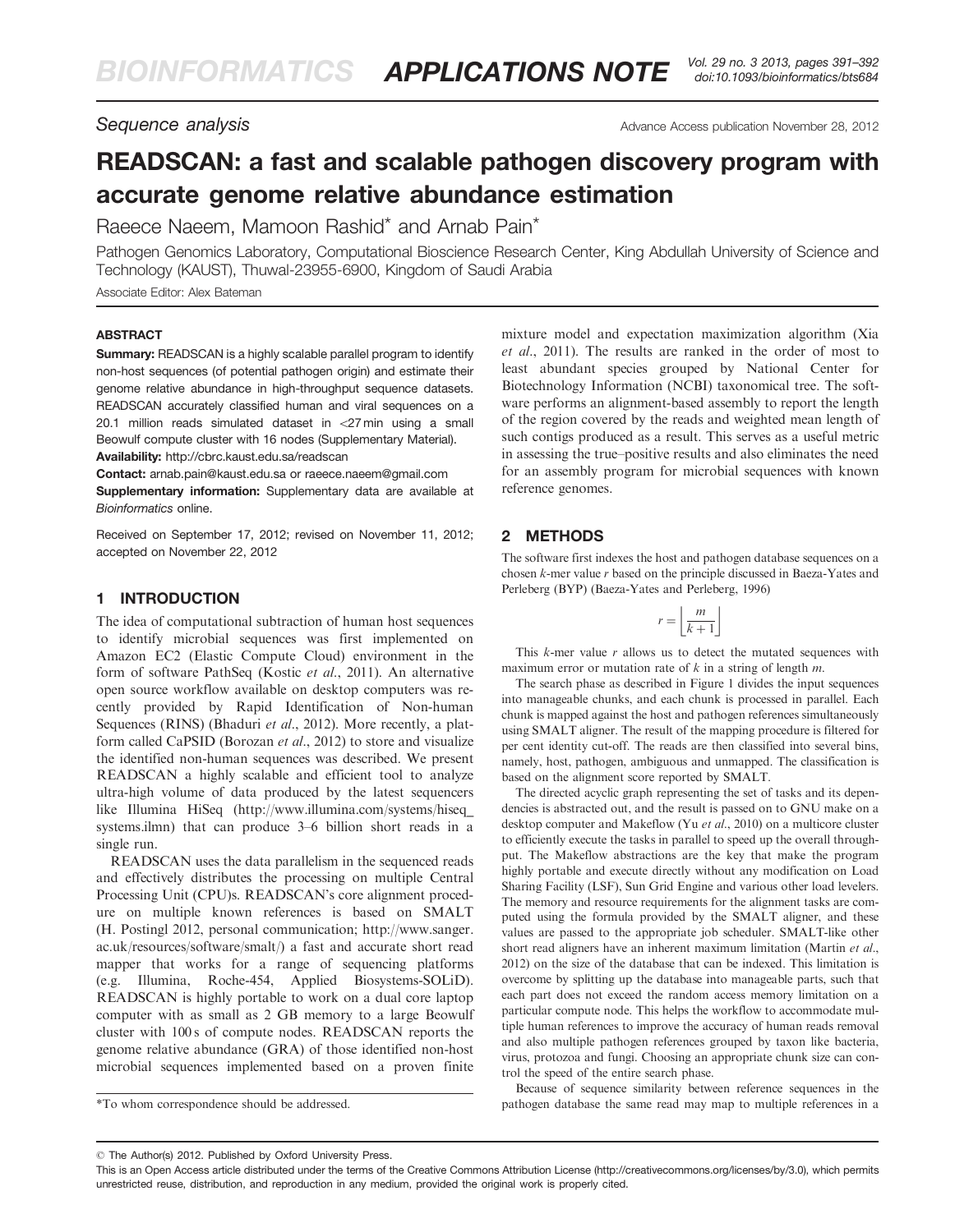*Sequence analysis*

Advance Access publication November 28, 2012

# READSCAN: a fast and scalable pathogen discovery program with accurate genome relative abundance estimation

Raeece Naeem, Mamoon Rashid* and Arnab Pain*

Pathogen Genomics Laboratory, Computational Bioscience Research Center, King Abdullah University of Science and Technology (KAUST), Thuwal-23955-6900, Kingdom of Saudi Arabia

Associate Editor: Alex Bateman

## ABSTRACT

**Summary:** READSCAN is a highly scalable parallel program to identify non-host sequences (of potential pathogen origin) and estimate their genome relative abundance in high-throughput sequence datasets. READSCAN accurately classified human and viral sequences on a 20.1 million reads simulated dataset in <27 min using a small Beowulf compute cluster with 16 nodes (Supplementary Material).

**Availability:** http://cbrc.kaust.edu.sa/readscan

**Contact:** arnab.pain@kaust.edu.sa or raeece.naeem@gmail.com

**Supplementary information:** Supplementary data are available at *Bioinformatics* online.

Received on September 17, 2012; revised on November 11, 2012; accepted on November 22, 2012

## 1 INTRODUCTION

The idea of computational subtraction of human host sequences to identify microbial sequences was first implemented on Amazon EC2 (Elastic Compute Cloud) environment in the form of software PathSeq (Kostic *et al.*, 2011). An alternative open source workflow available on desktop computers was recently provided by Rapid Identification of Non-human Sequences (RINS) (Bhaduri *et al.*, 2012). More recently, a platform called CaPSID (Borozan *et al.*, 2012) to store and visualize the identified non-human sequences was described. We present READSCAN a highly scalable and efficient tool to analyze ultra-high volume of data produced by the latest sequencers like Illumina HiSeq (http://www.illumina.com/systems/hiseq_systems.ilmn) that can produce 3–6 billion short reads in a single run.

READSCAN uses the data parallelism in the sequenced reads and effectively distributes the processing on multiple Central Processing Unit (CPU)s. READSCAN's core alignment procedure on multiple known references is based on SMALT (H. Postingl 2012, personal communication; http://www.sanger.ac.uk/resources/software/smalt/) a fast and accurate short read mapper that works for a range of sequencing platforms (e.g. Illumina, Roche-454, Applied Biosystems-SOLiD). READSCAN is highly portable to work on a dual core laptop computer with as small as 2 GB memory to a large Beowulf cluster with 100 s of compute nodes. READSCAN reports the genome relative abundance (GRA) of those identified non-host microbial sequences implemented based on a proven finite mixture model and expectation maximization algorithm (Xia *et al.*, 2011). The results are ranked in the order of most to least abundant species grouped by National Center for Biotechnology Information (NCBI) taxonomical tree. The software performs an alignment-based assembly to report the length of the region covered by the reads and weighted mean length of such contigs produced as a result. This serves as a useful metric in assessing the true–positive results and also eliminates the need for an assembly program for microbial sequences with known reference genomes.

## 2 METHODS

The software first indexes the host and pathogen database sequences on a chosen *k*-mer value *r* based on the principle discussed in Baeza-Yates and Perleberg (BYP) (Baeza-Yates and Perleberg, 1996)

$$r = \left\lfloor \frac{m}{k+1} \right\rfloor$$

This *k*-mer value *r* allows us to detect the mutated sequences with maximum error or mutation rate of *k* in a string of length *m*.

The search phase as described in Figure 1 divides the input sequences into manageable chunks, and each chunk is processed in parallel. Each chunk is mapped against the host and pathogen references simultaneously using SMALT aligner. The result of the mapping procedure is filtered for per cent identity cut-off. The reads are then classified into several bins, namely, host, pathogen, ambiguous and unmapped. The classification is based on the alignment score reported by SMALT.

The directed acyclic graph representing the set of tasks and its dependencies is abstracted out, and the result is passed on to GNU make on a desktop computer and Makeflow (Yu *et al.*, 2010) on a multicore cluster to efficiently execute the tasks in parallel to speed up the overall throughput. The Makeflow abstractions are the key that make the program highly portable and execute directly without any modification on Load Sharing Facility (LSF), Sun Grid Engine and various other load levelers. The memory and resource requirements for the alignment tasks are computed using the formula provided by the SMALT aligner, and these values are passed to the appropriate job scheduler. SMALT-like other short read aligners have an inherent maximum limitation (Martin *et al.*, 2012) on the size of the database that can be indexed. This limitation is overcome by splitting up the database into manageable parts, such that each part does not exceed the random access memory limitation on a particular compute node. This helps the workflow to accommodate multiple human references to improve the accuracy of human reads removal and also multiple pathogen references grouped by taxon like bacteria, virus, protozoa and fungi. Choosing an appropriate chunk size can control the speed of the entire search phase.

Because of sequence similarity between reference sequences in the pathogen database the same read may map to multiple references in a

*To whom correspondence should be addressed.

© The Author(s) 2012. Published by Oxford University Press.

This is an Open Access article distributed under the terms of the Creative Commons Attribution License (http://creativecommons.org/licenses/by/3.0), which permits unrestricted reuse, distribution, and reproduction in any medium, provided the original work is properly cited.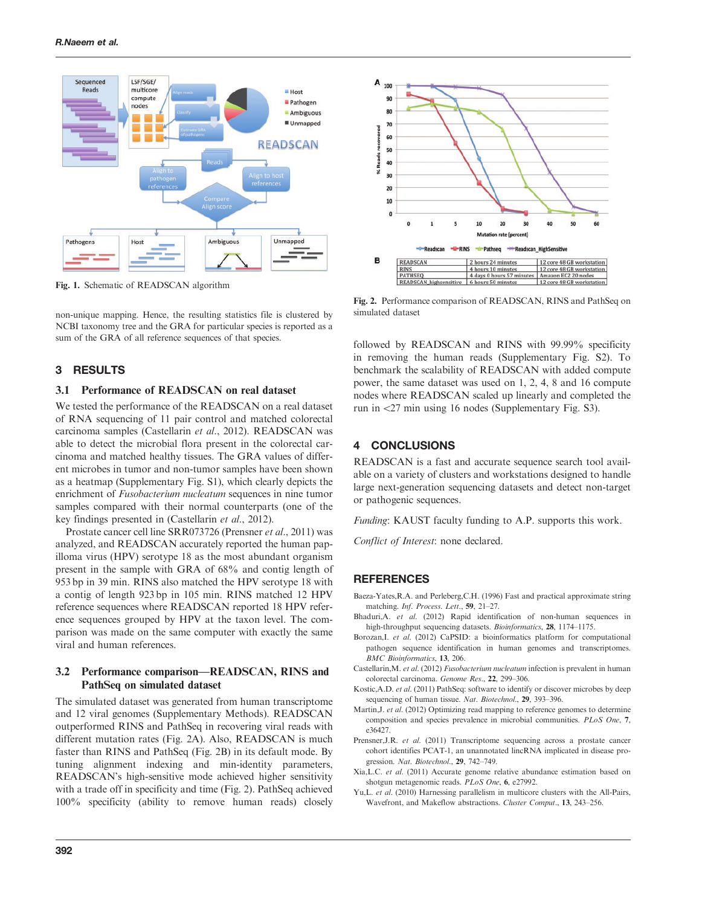Sequenced Reads

LSF/SGE/ multicore compute nodes

Align reads

Classify

Estimate GRA of pathogens

Host

Pathogen

Ambiguous

Unmapped

READSCAN

Reads

Align to pathogen references

Align to host references

Compare Align score

Pathogens

Host

Ambiguous

Unmapped

**Fig. 1.** Schematic of READSCAN algorithm

non-unique mapping. Hence, the resulting statistics file is clustered by NCBI taxonomy tree and the GRA for particular species is reported as a sum of the GRA of all reference sequences of that species.

## 3 RESULTS

### 3.1 Performance of READSCAN on real dataset

We tested the performance of the READSCAN on a real dataset of RNA sequencing of 11 pair control and matched colorectal carcinoma samples (Castellarin *et al.*, 2012). READSCAN was able to detect the microbial flora present in the colorectal carcinoma and matched healthy tissues. The GRA values of different microbes in tumor and non-tumor samples have been shown as a heatmap (Supplementary Fig. S1), which clearly depicts the enrichment of *Fusobacterium nucleatum* sequences in nine tumor samples compared with their normal counterparts (one of the key findings presented in (Castellarin *et al.*, 2012).

Prostate cancer cell line SRR073726 (Prensner *et al.*, 2011) was analyzed, and READSCAN accurately reported the human papilloma virus (HPV) serotype 18 as the most abundant organism present in the sample with GRA of 68% and contig length of 953 bp in 39 min. RINS also matched the HPV serotype 18 with a contig of length 923 bp in 105 min. RINS matched 12 HPV reference sequences where READSCAN reported 18 HPV reference sequences grouped by HPV at the taxon level. The comparison was made on the same computer with exactly the same viral and human references.

### 3.2 Performance comparison—READSCAN, RINS and PathSeq on simulated dataset

The simulated dataset was generated from human transcriptome and 12 viral genomes (Supplementary Methods). READSCAN outperformed RINS and PathSeq in recovering viral reads with different mutation rates (Fig. 2A). Also, READSCAN is much faster than RINS and PathSeq (Fig. 2B) in its default mode. By tuning alignment indexing and min-identity parameters, READSCAN's high-sensitive mode achieved higher sensitivity with a trade off in specificity and time (Fig. 2). PathSeq achieved 100% specificity (ability to remove human reads) closely followed by READSCAN and RINS with 99.99% specificity in removing the human reads (Supplementary Fig. S2). To benchmark the scalability of READSCAN with added compute power, the same dataset was used on 1, 2, 4, 8 and 16 compute nodes where READSCAN scaled up linearly and completed the run in <27 min using 16 nodes (Supplementary Fig. S3).

A

% Reads recovered

100 90 80 70 60 50 40 30 20 10 0

0 1 5 10 20 30 40 50 60

Mutation rate (percent)

Readscan RINS Pathseq Readscan_HighSensitive

B

| | | |
|---|---|---|
| READSCAN | 2 hours 24 minutes | 12 core 48 GB workstation |
| RINS | 4 hours 10 minutes | 12 core 48 GB workstation |
| PATHSEQ | 4 days 0 hours 57 minutes | Amazon EC2 20 nodes |
| READSCAN_highsensitive | 6 hours 50 minutes | 12 core 48 GB workstation |

**Fig. 2.** Performance comparison of READSCAN, RINS and PathSeq on simulated dataset

## 4 CONCLUSIONS

READSCAN is a fast and accurate sequence search tool available on a variety of clusters and workstations designed to handle large next-generation sequencing datasets and detect non-target or pathogenic sequences.

*Funding*: KAUST faculty funding to A.P. supports this work.

*Conflict of Interest*: none declared.

## REFERENCES

Baeza-Yates,R.A. and Perleberg,C.H. (1996) Fast and practical approximate string matching. *Inf. Process. Lett.*, **59**, 21–27.

Bhaduri,A. *et al.* (2012) Rapid identification of non-human sequences in high-throughput sequencing datasets. *Bioinformatics*, **28**, 1174–1175.

Borozan,I. *et al.* (2012) CaPSID: a bioinformatics platform for computational pathogen sequence identification in human genomes and transcriptomes. *BMC Bioinformatics*, **13**, 206.

Castellarin,M. *et al.* (2012) *Fusobacterium nucleatum* infection is prevalent in human colorectal carcinoma. *Genome Res.*, **22**, 299–306.

Kostic,A.D. *et al.* (2011) PathSeq: software to identify or discover microbes by deep sequencing of human tissue. *Nat. Biotechnol.*, **29**, 393–396.

Martin,J. *et al.* (2012) Optimizing read mapping to reference genomes to determine composition and species prevalence in microbial communities. *PLoS One*, **7**, e36427.

Prensner,J.R. *et al.* (2011) Transcriptome sequencing across a prostate cancer cohort identifies PCAT-1, an unannotated lincRNA implicated in disease progression. *Nat. Biotechnol.*, **29**, 742–749.

Xia,L.C. *et al.* (2011) Accurate genome relative abundance estimation based on shotgun metagenomic reads. *PLoS One*, **6**, e27992.

Yu,L. *et al.* (2010) Harnessing parallelism in multicore clusters with the All-Pairs, Wavefront, and Makeflow abstractions. *Cluster Comput.*, **13**, 243–256.